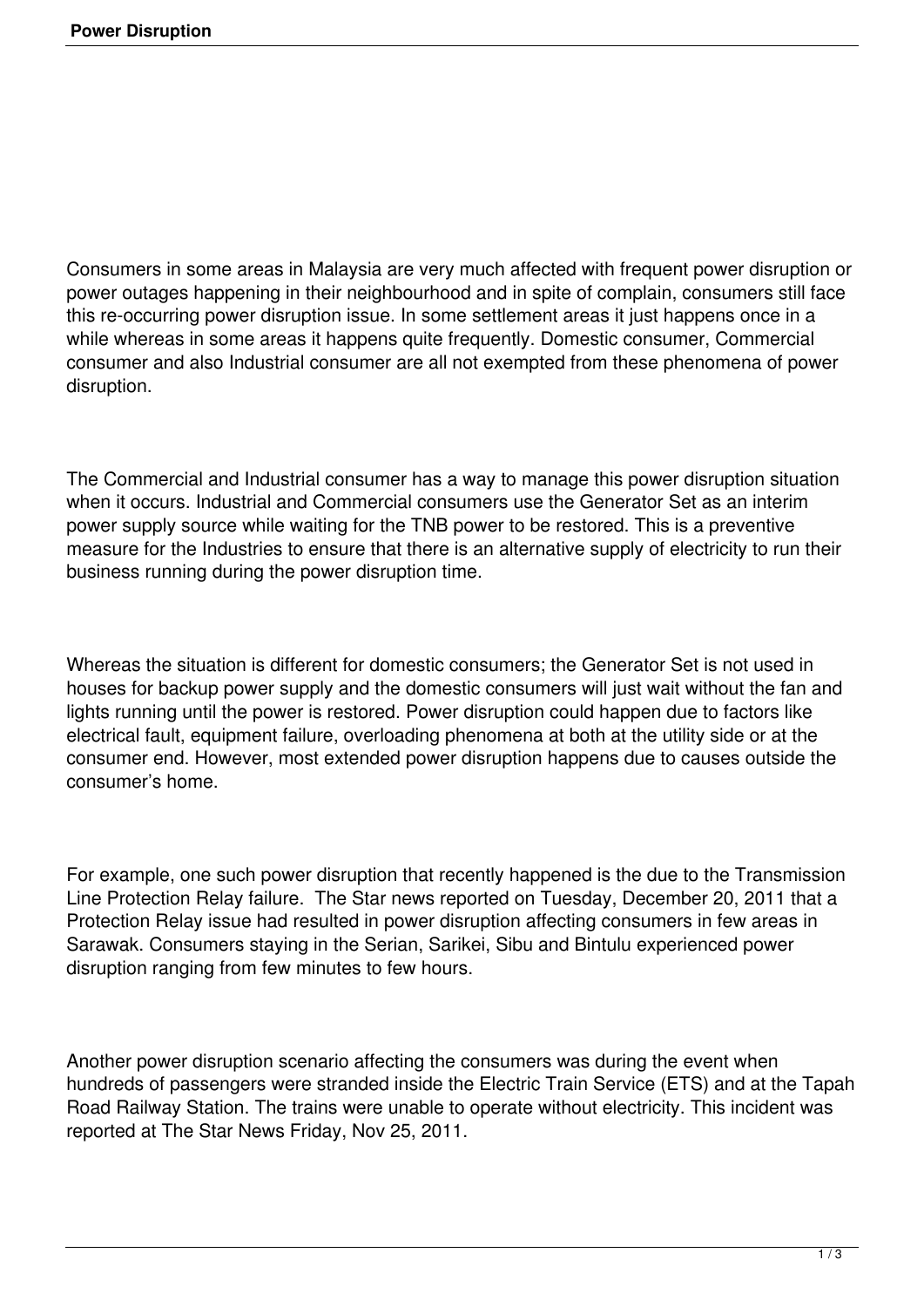# Power Disruption

Consumers in some areas in Malaysia are very much affected with frequent power disruption or power outages happening in their neighbourhood and in spite of complain, consumers still face this re-occurring power disruption issue. In some settlement areas it just happens once in a while whereas in some areas it happens quite frequently. Domestic consumer, Commercial consumer and also Industrial consumer are all not exempted from these phenomena of power disruption.

The Commercial and Industrial consumer has a way to manage this power disruption situation when it occurs. Industrial and Commercial consumers use the Generator Set as an interim power supply source while waiting for the TNB power to be restored. This is a preventive measure for the Industries to ensure that there is an alternative supply of electricity to run their business running during the power disruption time.

Whereas the situation is different for domestic consumers; the Generator Set is not used in houses for backup power supply and the domestic consumers will just wait without the fan and lights running until the power is restored. Power disruption could happen due to factors like electrical fault, equipment failure, overloading phenomena at both at the utility side or at the consumer end. However, most extended power disruption happens due to causes outside the consumer's home.

For example, one such power disruption that recently happened is the due to the Transmission Line Protection Relay failure. The Star news reported on Tuesday, December 20, 2011 that a Protection Relay issue had resulted in power disruption affecting consumers in few areas in Sarawak. Consumers staying in the Serian, Sarikei, Sibu and Bintulu experienced power disruption ranging from few minutes to few hours.

Another power disruption scenario affecting the consumers was during the event when hundreds of passengers were stranded inside the Electric Train Service (ETS) and at the Tapah Road Railway Station. The trains were unable to operate without electricity. This incident was reported at The Star News Friday, Nov 25, 2011.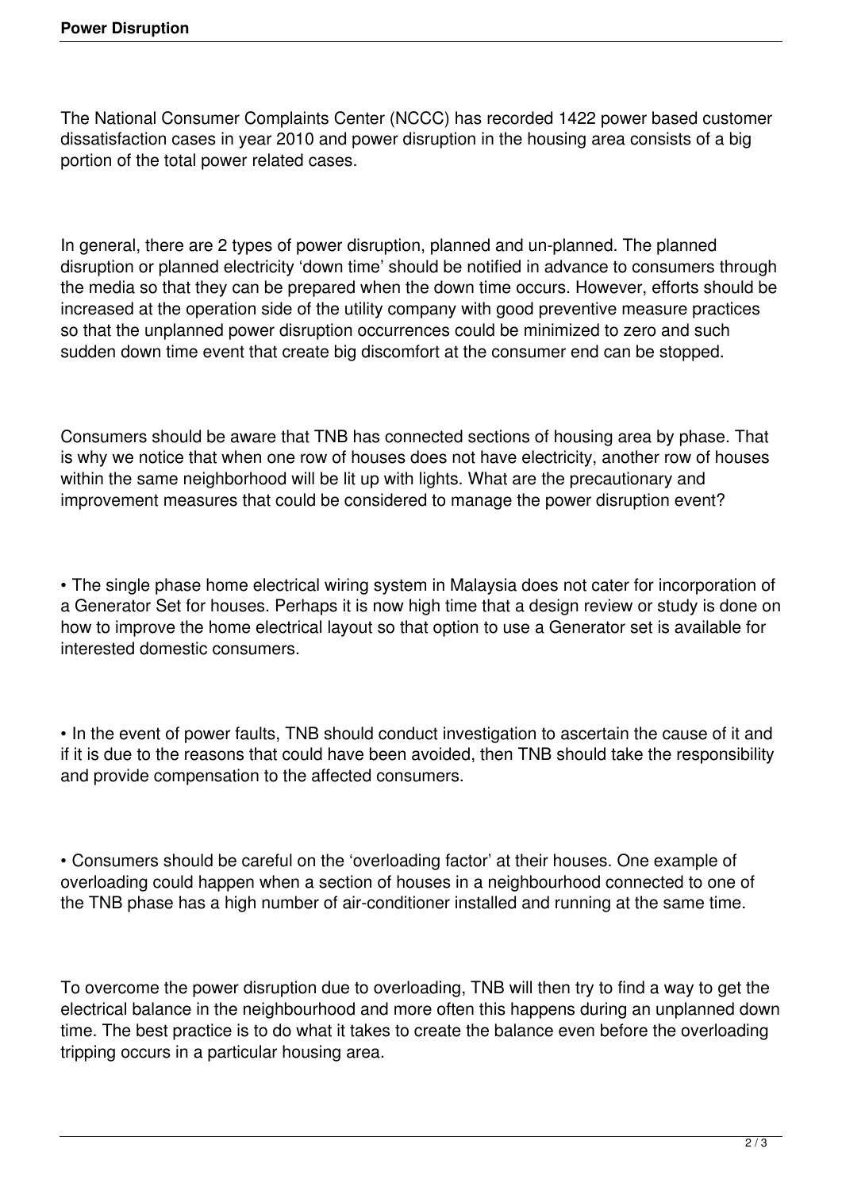The National Consumer Complaints Center (NCCC) has recorded 1422 power based customer dissatisfaction cases in year 2010 and power disruption in the housing area consists of a big portion of the total power related cases.

In general, there are 2 types of power disruption, planned and un-planned. The planned disruption or planned electricity 'down time' should be notified in advance to consumers through the media so that they can be prepared when the down time occurs. However, efforts should be increased at the operation side of the utility company with good preventive measure practices so that the unplanned power disruption occurrences could be minimized to zero and such sudden down time event that create big discomfort at the consumer end can be stopped.

Consumers should be aware that TNB has connected sections of housing area by phase. That is why we notice that when one row of houses does not have electricity, another row of houses within the same neighborhood will be lit up with lights. What are the precautionary and improvement measures that could be considered to manage the power disruption event?

- The single phase home electrical wiring system in Malaysia does not cater for incorporation of a Generator Set for houses. Perhaps it is now high time that a design review or study is done on how to improve the home electrical layout so that option to use a Generator set is available for interested domestic consumers.

- In the event of power faults, TNB should conduct investigation to ascertain the cause of it and if it is due to the reasons that could have been avoided, then TNB should take the responsibility and provide compensation to the affected consumers.

- Consumers should be careful on the 'overloading factor' at their houses. One example of overloading could happen when a section of houses in a neighbourhood connected to one of the TNB phase has a high number of air-conditioner installed and running at the same time.

To overcome the power disruption due to overloading, TNB will then try to find a way to get the electrical balance in the neighbourhood and more often this happens during an unplanned down time. The best practice is to do what it takes to create the balance even before the overloading tripping occurs in a particular housing area.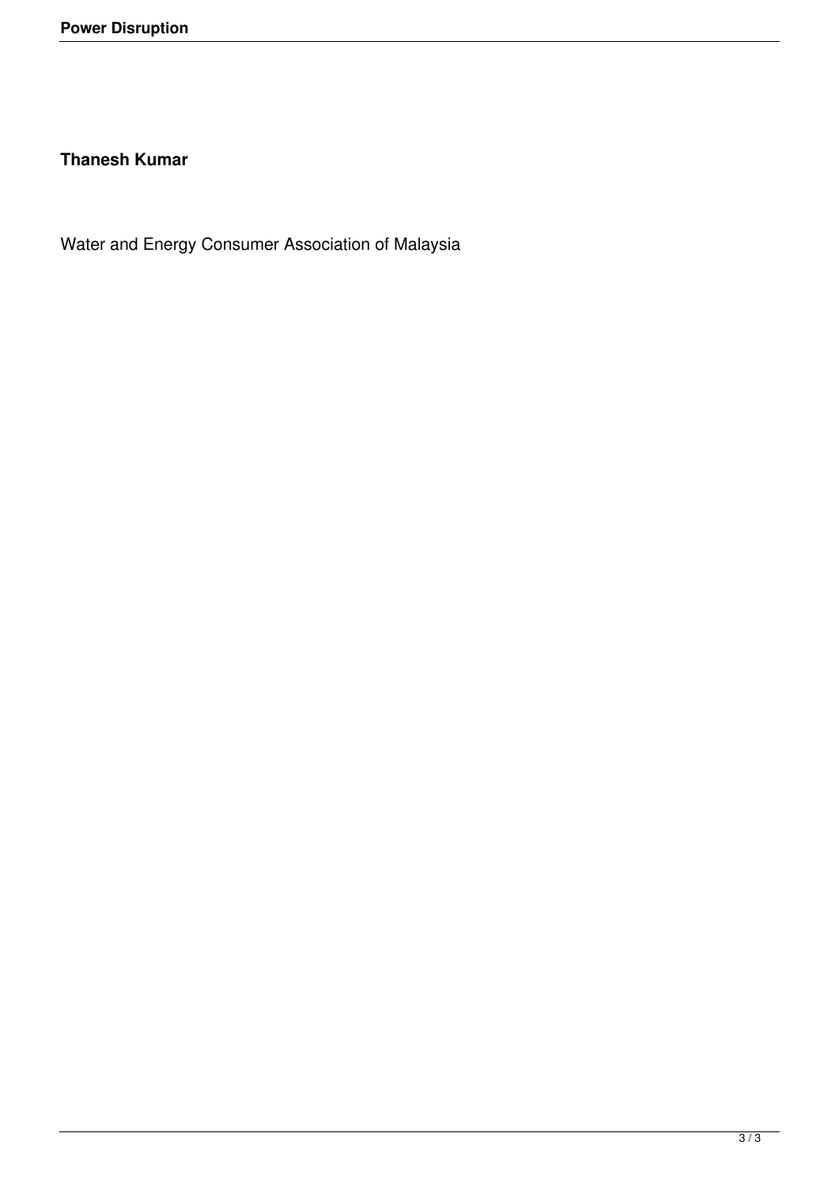**Thanesh Kumar**

Water and Energy Consumer Association of Malaysia